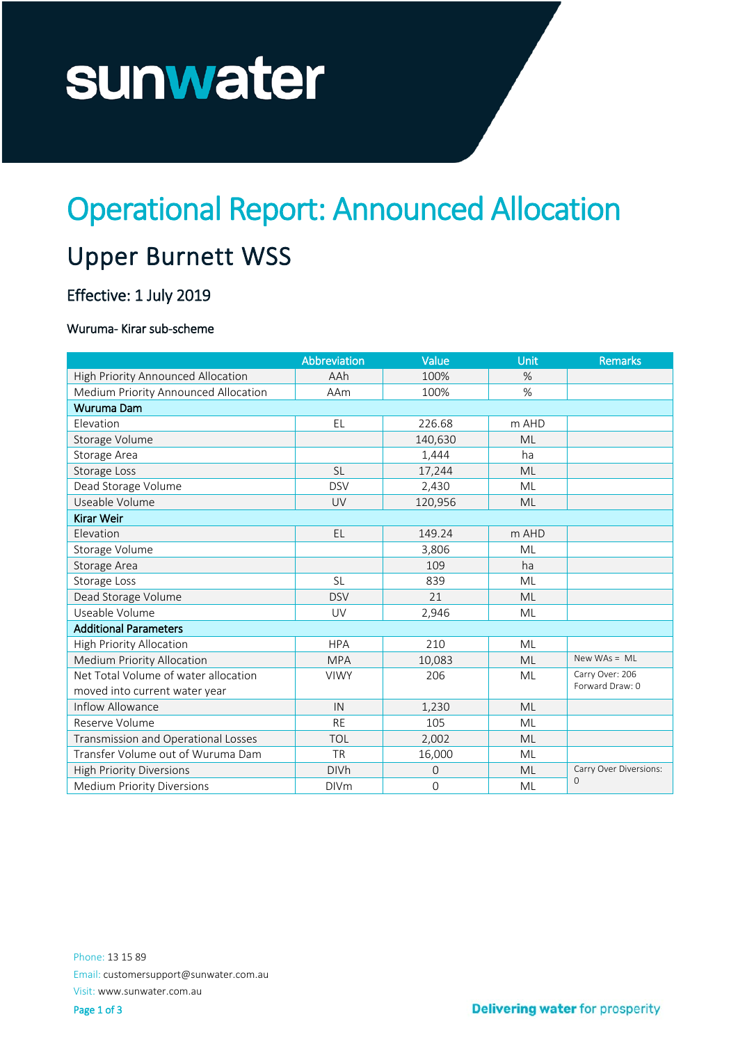# Operational Report: Announced Allocation

## Upper Burnett WSS

### Effective: 1 July 2019

#### Wuruma- Kirar sub-scheme

| | Abbreviation | Value | Unit | Remarks |
|---|---|---|---|---|
| High Priority Announced Allocation | AAh | 100% | % | |
| Medium Priority Announced Allocation | AAm | 100% | % | |
| **Wuruma Dam** | | | | |
| Elevation | EL | 226.68 | m AHD | |
| Storage Volume | | 140,630 | ML | |
| Storage Area | | 1,444 | ha | |
| Storage Loss | SL | 17,244 | ML | |
| Dead Storage Volume | DSV | 2,430 | ML | |
| Useable Volume | UV | 120,956 | ML | |
| **Kirar Weir** | | | | |
| Elevation | EL | 149.24 | m AHD | |
| Storage Volume | | 3,806 | ML | |
| Storage Area | | 109 | ha | |
| Storage Loss | SL | 839 | ML | |
| Dead Storage Volume | DSV | 21 | ML | |
| Useable Volume | UV | 2,946 | ML | |
| **Additional Parameters** | | | | |
| High Priority Allocation | HPA | 210 | ML | |
| Medium Priority Allocation | MPA | 10,083 | ML | New WAs = ML |
| Net Total Volume of water allocation moved into current water year | VIWY | 206 | ML | Carry Over: 206 Forward Draw: 0 |
| Inflow Allowance | IN | 1,230 | ML | |
| Reserve Volume | RE | 105 | ML | |
| Transmission and Operational Losses | TOL | 2,002 | ML | |
| Transfer Volume out of Wuruma Dam | TR | 16,000 | ML | |
| High Priority Diversions | DIVh | 0 | ML | Carry Over Diversions: 0 |
| Medium Priority Diversions | DIVm | 0 | ML | |

Phone: 13 15 89

Email: customersupport@sunwater.com.au

Visit: www.sunwater.com.au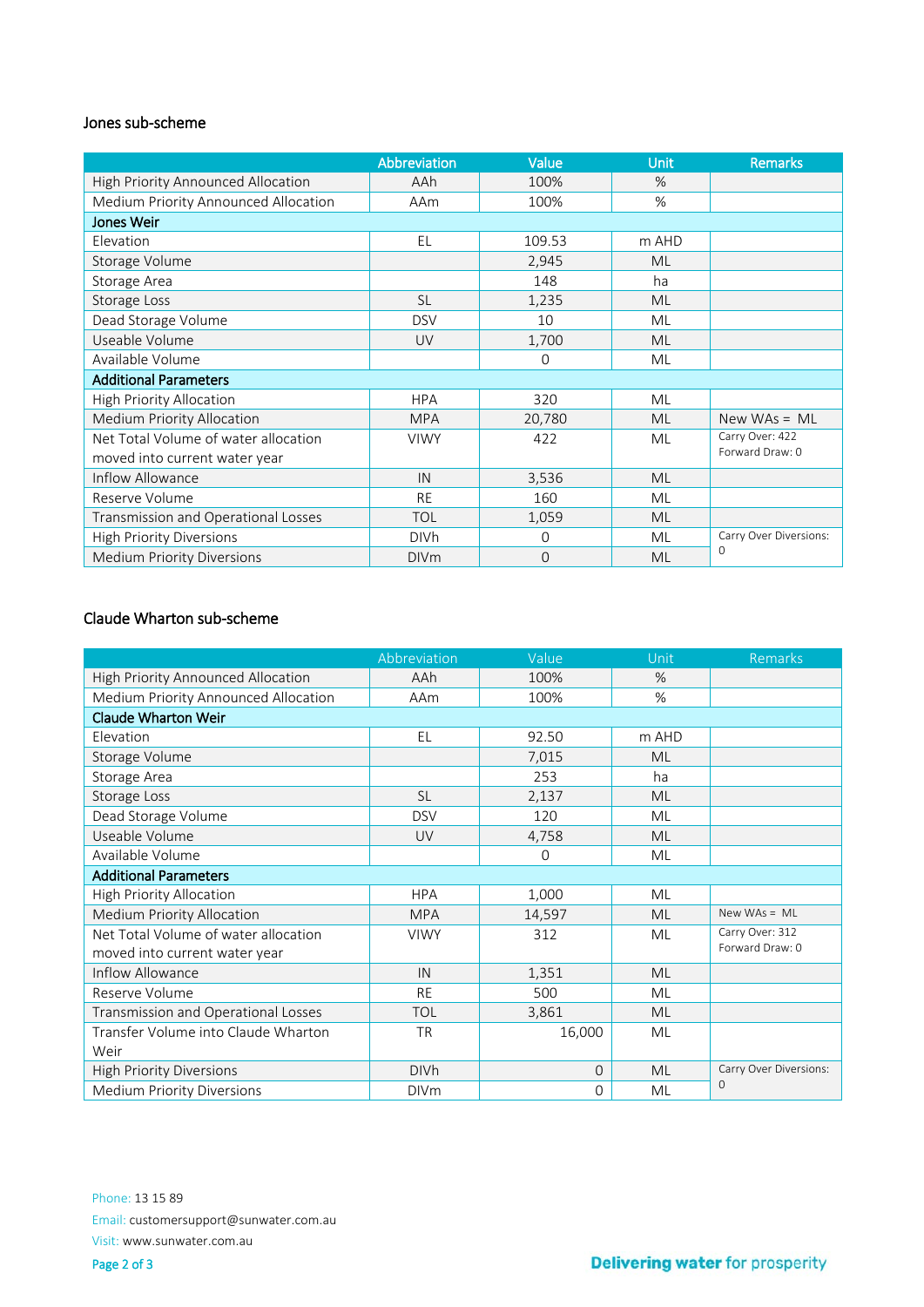### Jones sub-scheme

| | Abbreviation | Value | Unit | Remarks |
|---|---|---|---|---|
| High Priority Announced Allocation | AAh | 100% | % | |
| Medium Priority Announced Allocation | AAm | 100% | % | |
| **Jones Weir** | | | | |
| Elevation | EL | 109.53 | m AHD | |
| Storage Volume | | 2,945 | ML | |
| Storage Area | | 148 | ha | |
| Storage Loss | SL | 1,235 | ML | |
| Dead Storage Volume | DSV | 10 | ML | |
| Useable Volume | UV | 1,700 | ML | |
| Available Volume | | 0 | ML | |
| **Additional Parameters** | | | | |
| High Priority Allocation | HPA | 320 | ML | |
| Medium Priority Allocation | MPA | 20,780 | ML | New WAs = ML |
| Net Total Volume of water allocation moved into current water year | VIWY | 422 | ML | Carry Over: 422 Forward Draw: 0 |
| Inflow Allowance | IN | 3,536 | ML | |
| Reserve Volume | RE | 160 | ML | |
| Transmission and Operational Losses | TOL | 1,059 | ML | |
| High Priority Diversions | DIVh | 0 | ML | Carry Over Diversions: 0 |
| Medium Priority Diversions | DIVm | 0 | ML | |

### Claude Wharton sub-scheme

| | Abbreviation | Value | Unit | Remarks |
|---|---|---|---|---|
| High Priority Announced Allocation | AAh | 100% | % | |
| Medium Priority Announced Allocation | AAm | 100% | % | |
| **Claude Wharton Weir** | | | | |
| Elevation | EL | 92.50 | m AHD | |
| Storage Volume | | 7,015 | ML | |
| Storage Area | | 253 | ha | |
| Storage Loss | SL | 2,137 | ML | |
| Dead Storage Volume | DSV | 120 | ML | |
| Useable Volume | UV | 4,758 | ML | |
| Available Volume | | 0 | ML | |
| **Additional Parameters** | | | | |
| High Priority Allocation | HPA | 1,000 | ML | |
| Medium Priority Allocation | MPA | 14,597 | ML | New WAs = ML |
| Net Total Volume of water allocation moved into current water year | VIWY | 312 | ML | Carry Over: 312 Forward Draw: 0 |
| Inflow Allowance | IN | 1,351 | ML | |
| Reserve Volume | RE | 500 | ML | |
| Transmission and Operational Losses | TOL | 3,861 | ML | |
| Transfer Volume into Claude Wharton Weir | TR | 16,000 | ML | |
| High Priority Diversions | DIVh | 0 | ML | Carry Over Diversions: 0 |
| Medium Priority Diversions | DIVm | 0 | ML | |

Phone: 13 15 89
Email: customersupport@sunwater.com.au
Visit: www.sunwater.com.au

**Delivering water for prosperity**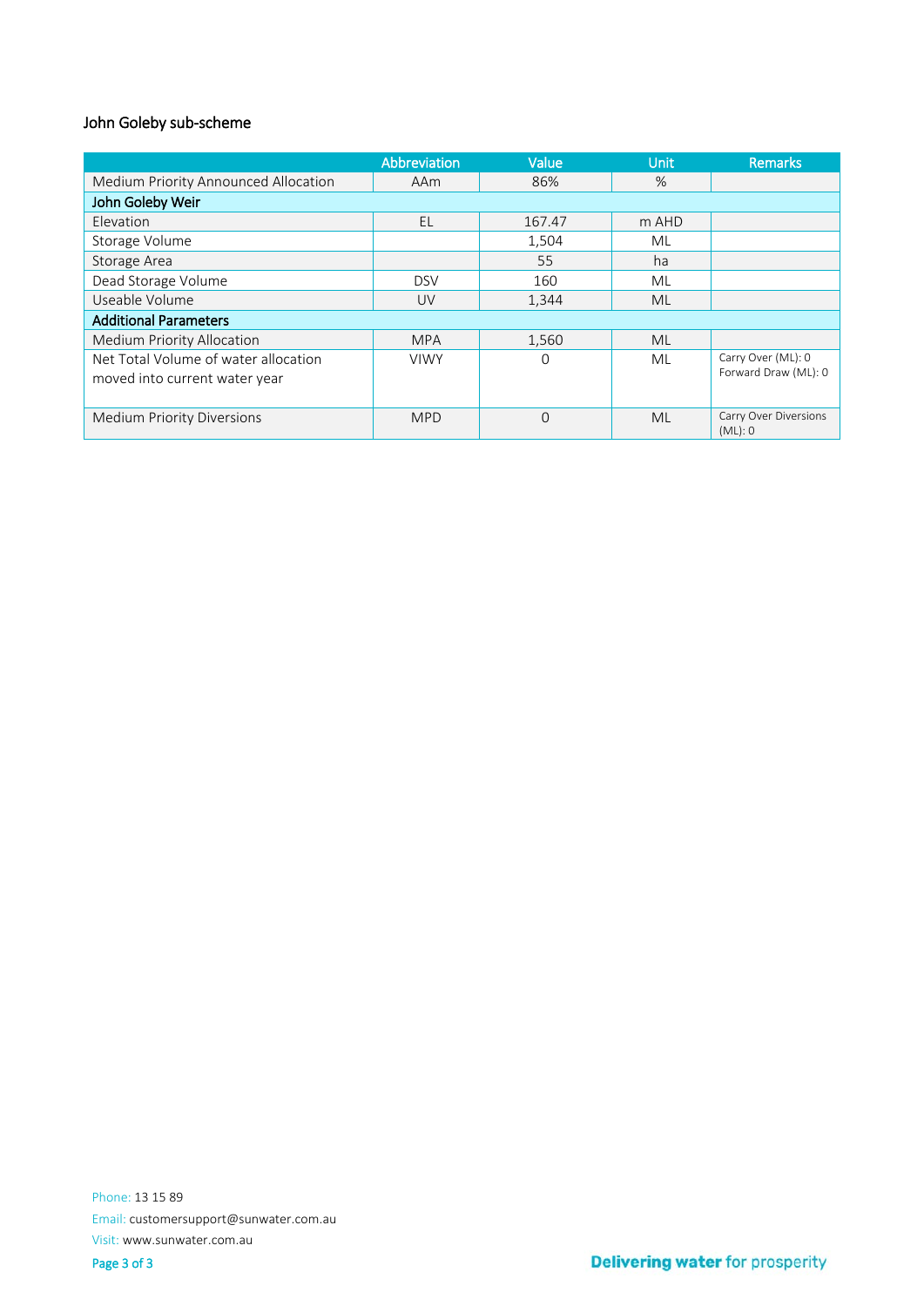## John Goleby sub-scheme

| | Abbreviation | Value | Unit | Remarks |
|---|---|---|---|---|
| Medium Priority Announced Allocation | AAm | 86% | % | |
| **John Goleby Weir** | | | | |
| Elevation | EL | 167.47 | m AHD | |
| Storage Volume | | 1,504 | ML | |
| Storage Area | | 55 | ha | |
| Dead Storage Volume | DSV | 160 | ML | |
| Useable Volume | UV | 1,344 | ML | |
| **Additional Parameters** | | | | |
| Medium Priority Allocation | MPA | 1,560 | ML | |
| Net Total Volume of water allocation moved into current water year | VIWY | 0 | ML | Carry Over (ML): 0<br>Forward Draw (ML): 0 |
| Medium Priority Diversions | MPD | 0 | ML | Carry Over Diversions (ML): 0 |

Phone: 13 15 89
Email: customersupport@sunwater.com.au
Visit: www.sunwater.com.au

Delivering water for prosperity